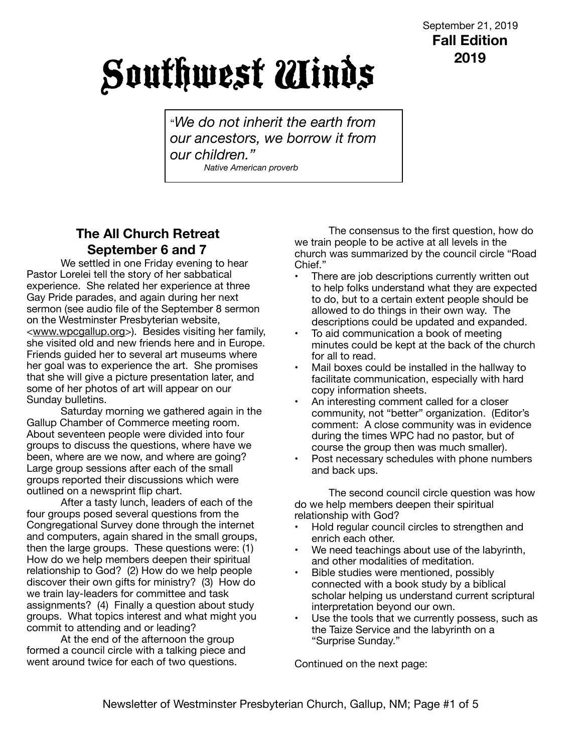September 21, 2019
**Fall Edition**
**2019**

# Southwest Winds

> *"We do not inherit the earth from our ancestors, we borrow it from our children."*
> *Native American proverb*

## The All Church Retreat September 6 and 7

We settled in one Friday evening to hear Pastor Lorelei tell the story of her sabbatical experience. She related her experience at three Gay Pride parades, and again during her next sermon (see audio file of the September 8 sermon on the Westminster Presbyterian website, <www.wpcgallup.org>). Besides visiting her family, she visited old and new friends here and in Europe. Friends guided her to several art museums where her goal was to experience the art. She promises that she will give a picture presentation later, and some of her photos of art will appear on our Sunday bulletins.

Saturday morning we gathered again in the Gallup Chamber of Commerce meeting room. About seventeen people were divided into four groups to discuss the questions, where have we been, where are we now, and where are going? Large group sessions after each of the small groups reported their discussions which were outlined on a newsprint flip chart.

After a tasty lunch, leaders of each of the four groups posed several questions from the Congregational Survey done through the internet and computers, again shared in the small groups, then the large groups. These questions were: (1) How do we help members deepen their spiritual relationship to God? (2) How do we help people discover their own gifts for ministry? (3) How do we train lay-leaders for committee and task assignments? (4) Finally a question about study groups. What topics interest and what might you commit to attending and or leading?

At the end of the afternoon the group formed a council circle with a talking piece and went around twice for each of two questions.

The consensus to the first question, how do we train people to be active at all levels in the church was summarized by the council circle "Road Chief."

- There are job descriptions currently written out to help folks understand what they are expected to do, but to a certain extent people should be allowed to do things in their own way. The descriptions could be updated and expanded.
- To aid communication a book of meeting minutes could be kept at the back of the church for all to read.
- Mail boxes could be installed in the hallway to facilitate communication, especially with hard copy information sheets.
- An interesting comment called for a closer community, not "better" organization. (Editor's comment: A close community was in evidence during the times WPC had no pastor, but of course the group then was much smaller).
- Post necessary schedules with phone numbers and back ups.

The second council circle question was how do we help members deepen their spiritual relationship with God?

- Hold regular council circles to strengthen and enrich each other.
- We need teachings about use of the labyrinth, and other modalities of meditation.
- Bible studies were mentioned, possibly connected with a book study by a biblical scholar helping us understand current scriptural interpretation beyond our own.
- Use the tools that we currently possess, such as the Taize Service and the labyrinth on a "Surprise Sunday."

Continued on the next page: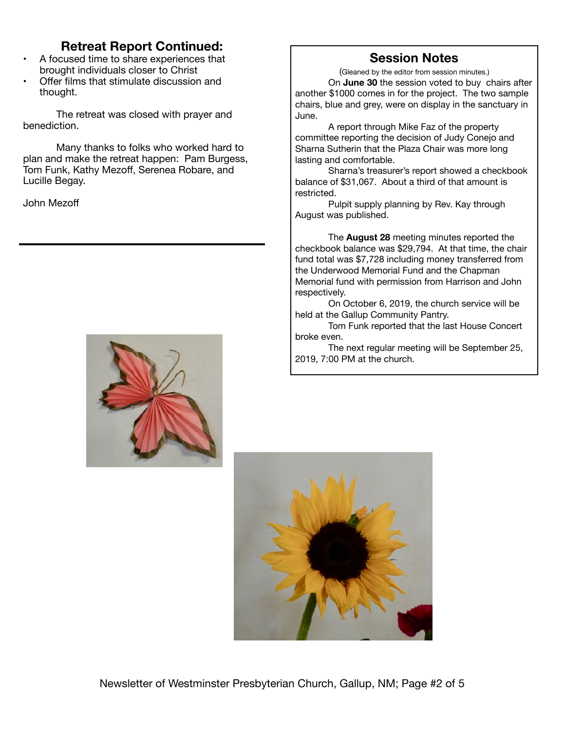## Retreat Report Continued:

- A focused time to share experiences that brought individuals closer to Christ
- Offer films that stimulate discussion and thought.

The retreat was closed with prayer and benediction.

Many thanks to folks who worked hard to plan and make the retreat happen: Pam Burgess, Tom Funk, Kathy Mezoff, Serenea Robare, and Lucille Begay.

John Mezoff

---

## Session Notes

(Gleaned by the editor from session minutes.)

On **June 30** the session voted to buy chairs after another $1000 comes in for the project. The two sample chairs, blue and grey, were on display in the sanctuary in June.

A report through Mike Faz of the property committee reporting the decision of Judy Conejo and Sharna Sutherin that the Plaza Chair was more long lasting and comfortable.

Sharna's treasurer's report showed a checkbook balance of $31,067. About a third of that amount is restricted.

Pulpit supply planning by Rev. Kay through August was published.

The **August 28** meeting minutes reported the checkbook balance was $29,794. At that time, the chair fund total was $7,728 including money transferred from the Underwood Memorial Fund and the Chapman Memorial fund with permission from Harrison and John respectively.

On October 6, 2019, the church service will be held at the Gallup Community Pantry.

Tom Funk reported that the last House Concert broke even.

The next regular meeting will be September 25, 2019, 7:00 PM at the church.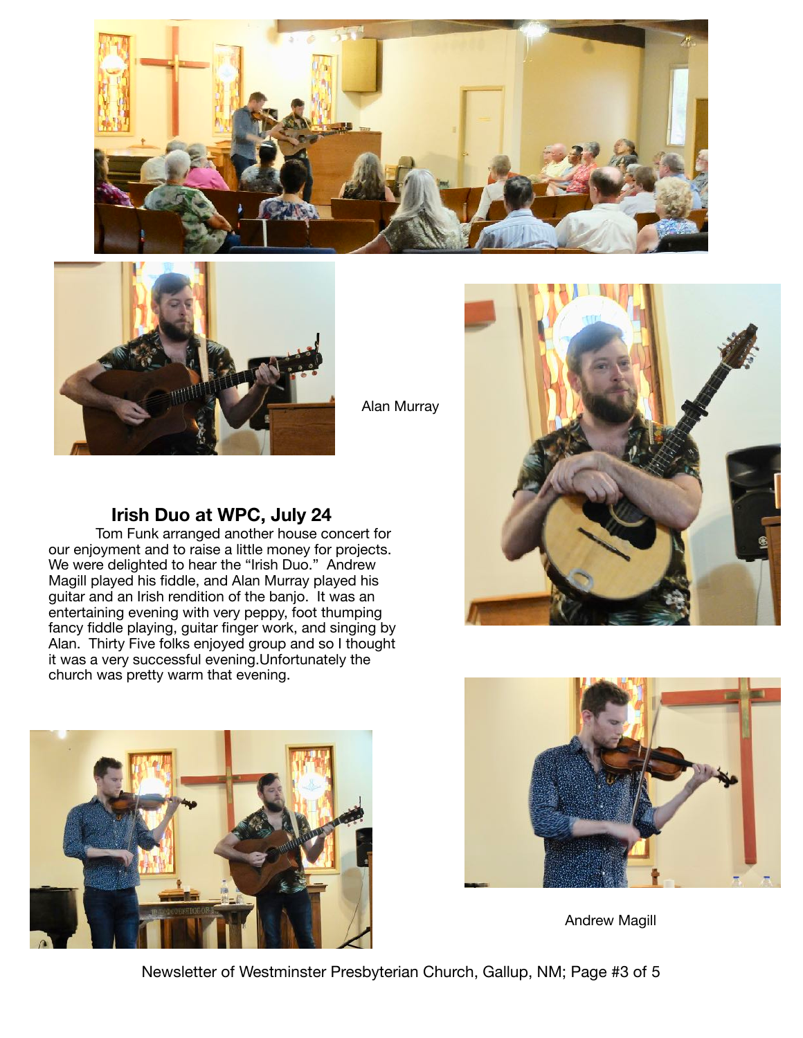Alan Murray

## Irish Duo at WPC, July 24

Tom Funk arranged another house concert for our enjoyment and to raise a little money for projects. We were delighted to hear the "Irish Duo." Andrew Magill played his fiddle, and Alan Murray played his guitar and an Irish rendition of the banjo. It was an entertaining evening with very peppy, foot thumping fancy fiddle playing, guitar finger work, and singing by Alan. Thirty Five folks enjoyed group and so I thought it was a very successful evening.Unfortunately the church was pretty warm that evening.

Andrew Magill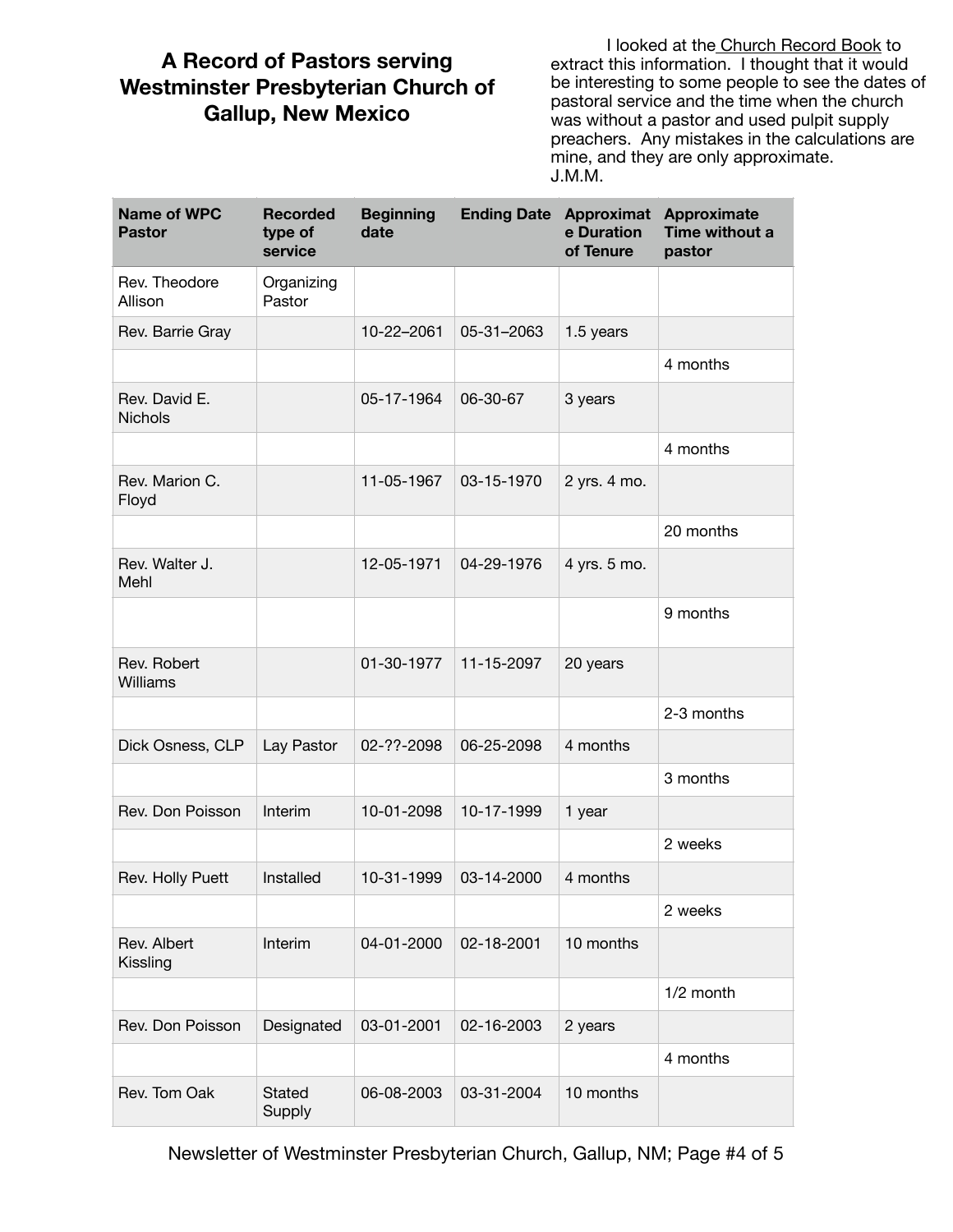# A Record of Pastors serving Westminster Presbyterian Church of Gallup, New Mexico

I looked at the Church Record Book to extract this information. I thought that it would be interesting to some people to see the dates of pastoral service and the time when the church was without a pastor and used pulpit supply preachers. Any mistakes in the calculations are mine, and they are only approximate.
J.M.M.

| Name of WPC Pastor | Recorded type of service | Beginning date | Ending Date | Approximate Duration of Tenure | Approximate Time without a pastor |
|---|---|---|---|---|---|
| Rev. Theodore Allison | Organizing Pastor | | | | |
| Rev. Barrie Gray | | 10-22–2061 | 05-31–2063 | 1.5 years | |
| | | | | | 4 months |
| Rev. David E. Nichols | | 05-17-1964 | 06-30-67 | 3 years | |
| | | | | | 4 months |
| Rev. Marion C. Floyd | | 11-05-1967 | 03-15-1970 | 2 yrs. 4 mo. | |
| | | | | | 20 months |
| Rev. Walter J. Mehl | | 12-05-1971 | 04-29-1976 | 4 yrs. 5 mo. | |
| | | | | | 9 months |
| Rev. Robert Williams | | 01-30-1977 | 11-15-2097 | 20 years | |
| | | | | | 2-3 months |
| Dick Osness, CLP | Lay Pastor | 02-??-2098 | 06-25-2098 | 4 months | |
| | | | | | 3 months |
| Rev. Don Poisson | Interim | 10-01-2098 | 10-17-1999 | 1 year | |
| | | | | | 2 weeks |
| Rev. Holly Puett | Installed | 10-31-1999 | 03-14-2000 | 4 months | |
| | | | | | 2 weeks |
| Rev. Albert Kissling | Interim | 04-01-2000 | 02-18-2001 | 10 months | |
| | | | | | 1/2 month |
| Rev. Don Poisson | Designated | 03-01-2001 | 02-16-2003 | 2 years | |
| | | | | | 4 months |
| Rev. Tom Oak | Stated Supply | 06-08-2003 | 03-31-2004 | 10 months | |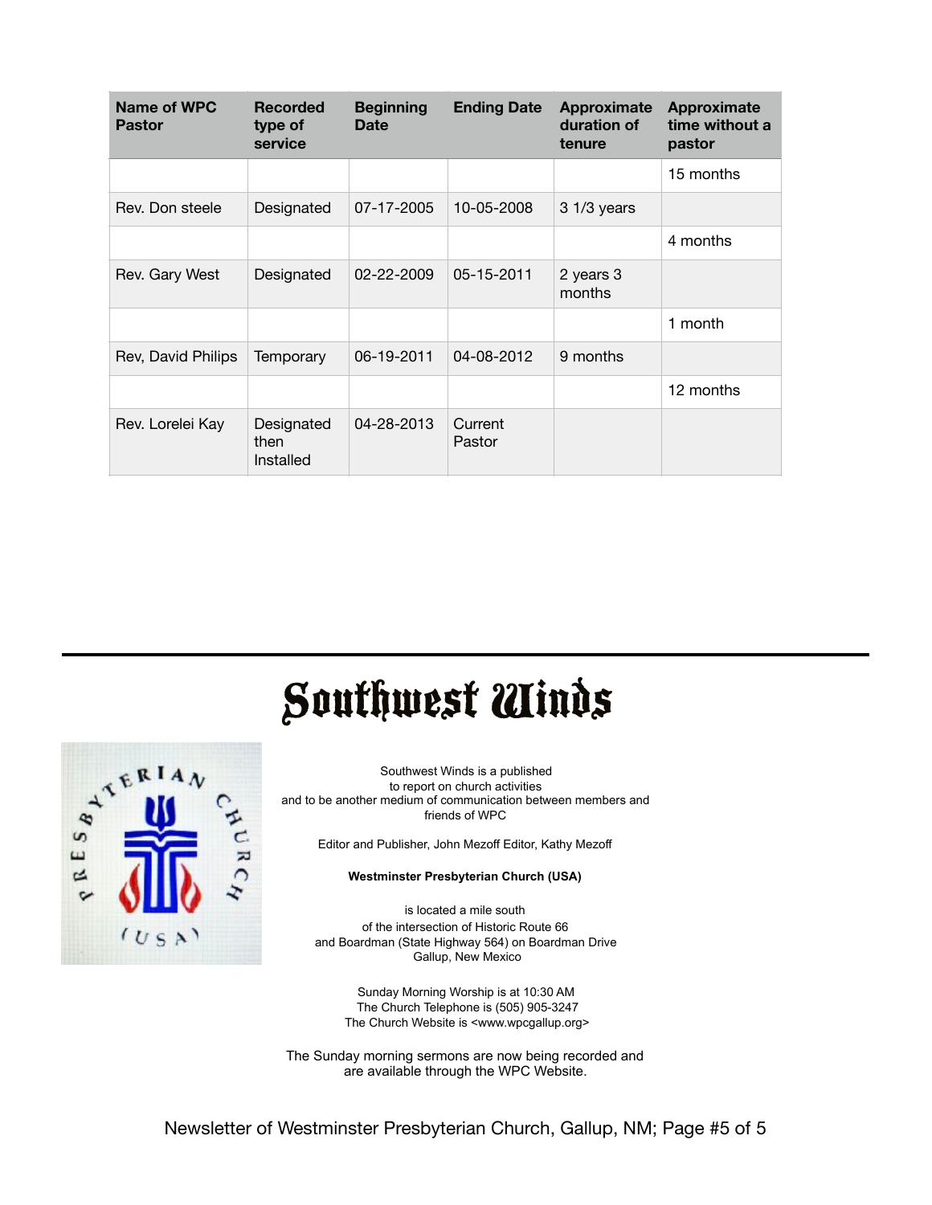| Name of WPC Pastor | Recorded type of service | Beginning Date | Ending Date | Approximate duration of tenure | Approximate time without a pastor |
|---|---|---|---|---|---|
| | | | | | 15 months |
| Rev. Don steele | Designated | 07-17-2005 | 10-05-2008 | 3 1/3 years | |
| | | | | | 4 months |
| Rev. Gary West | Designated | 02-22-2009 | 05-15-2011 | 2 years 3 months | |
| | | | | | 1 month |
| Rev, David Philips | Temporary | 06-19-2011 | 04-08-2012 | 9 months | |
| | | | | | 12 months |
| Rev. Lorelei Kay | Designated then Installed | 04-28-2013 | Current Pastor | | |

---

# Southwest Winds

Southwest Winds is a published
to report on church activities
and to be another medium of communication between members and friends of WPC

Editor and Publisher, John Mezoff Editor, Kathy Mezoff

**Westminster Presbyterian Church (USA)**

is located a mile south
of the intersection of Historic Route 66
and Boardman (State Highway 564) on Boardman Drive
Gallup, New Mexico

Sunday Morning Worship is at 10:30 AM
The Church Telephone is (505) 905-3247
The Church Website is <www.wpcgallup.org>

The Sunday morning sermons are now being recorded and are available through the WPC Website.